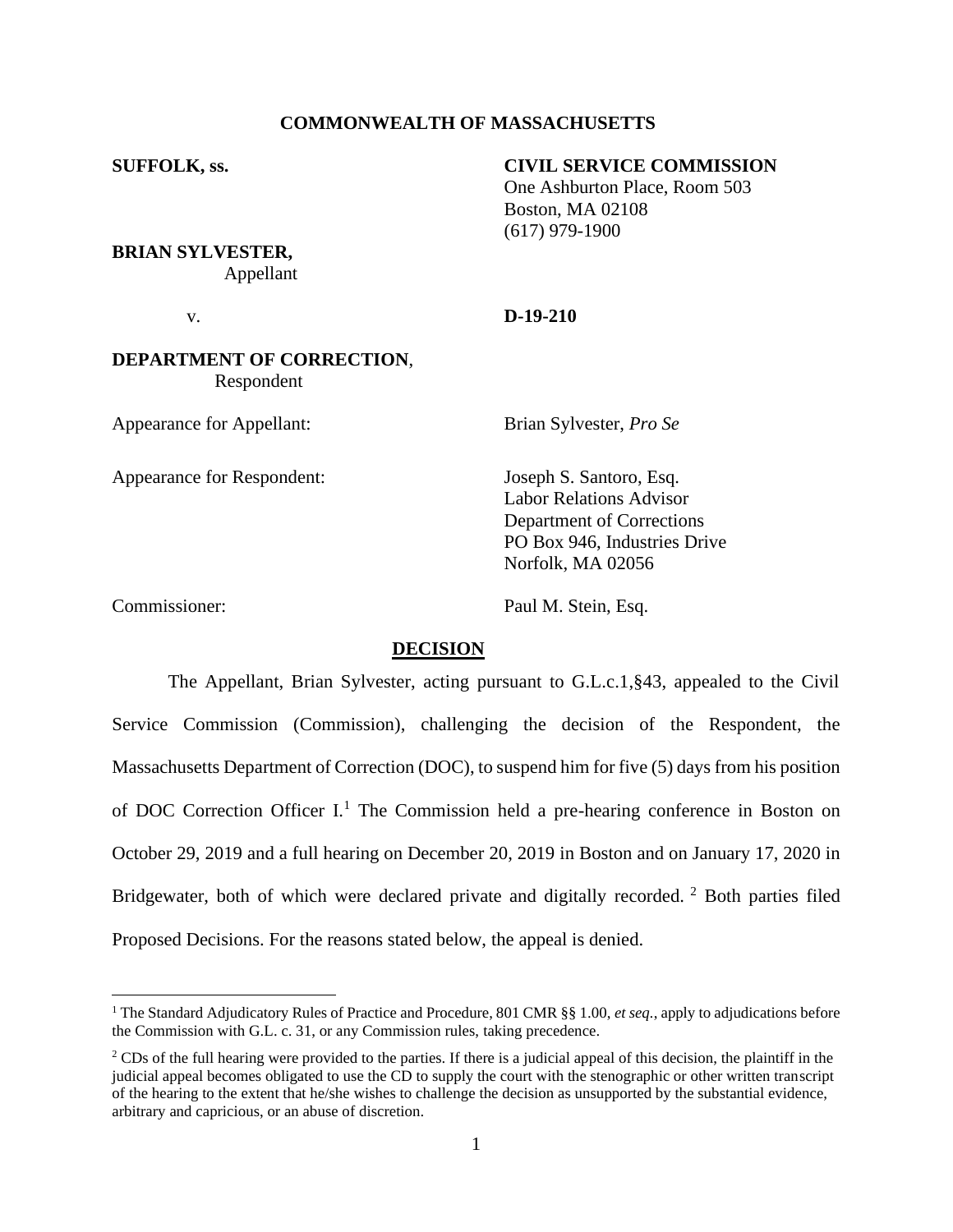**COMMONWEALTH OF MASSACHUSETTS**

**SUFFOLK, ss.**

**CIVIL SERVICE COMMISSION**
One Ashburton Place, Room 503
Boston, MA 02108
(617) 979-1900

**BRIAN SYLVESTER,**
Appellant

v.

**D-19-210**

**DEPARTMENT OF CORRECTION**,
Respondent

Appearance for Appellant: Brian Sylvester, *Pro Se*

Appearance for Respondent: Joseph S. Santoro, Esq.
Labor Relations Advisor
Department of Corrections
PO Box 946, Industries Drive
Norfolk, MA 02056

Commissioner: Paul M. Stein, Esq.

**DECISION**

The Appellant, Brian Sylvester, acting pursuant to G.L.c.1,§43, appealed to the Civil Service Commission (Commission), challenging the decision of the Respondent, the Massachusetts Department of Correction (DOC), to suspend him for five (5) days from his position of DOC Correction Officer I.[1] The Commission held a pre-hearing conference in Boston on October 29, 2019 and a full hearing on December 20, 2019 in Boston and on January 17, 2020 in Bridgewater, both of which were declared private and digitally recorded.[2] Both parties filed Proposed Decisions. For the reasons stated below, the appeal is denied.

---

[1] The Standard Adjudicatory Rules of Practice and Procedure, 801 CMR §§ 1.00, *et seq.*, apply to adjudications before the Commission with G.L. c. 31, or any Commission rules, taking precedence.

[2] CDs of the full hearing were provided to the parties. If there is a judicial appeal of this decision, the plaintiff in the judicial appeal becomes obligated to use the CD to supply the court with the stenographic or other written transcript of the hearing to the extent that he/she wishes to challenge the decision as unsupported by the substantial evidence, arbitrary and capricious, or an abuse of discretion.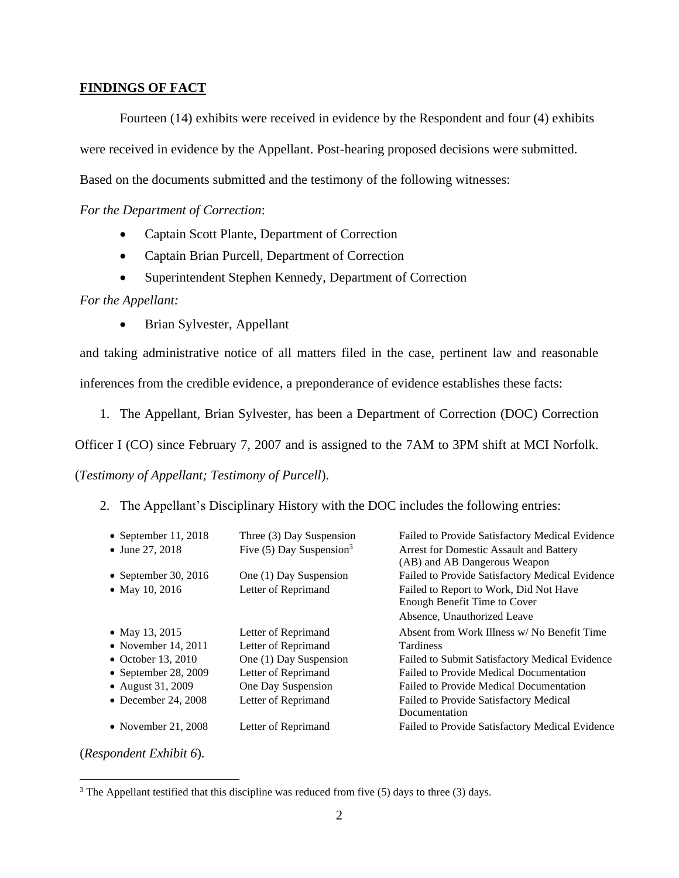**FINDINGS OF FACT**

Fourteen (14) exhibits were received in evidence by the Respondent and four (4) exhibits were received in evidence by the Appellant. Post-hearing proposed decisions were submitted. Based on the documents submitted and the testimony of the following witnesses:

*For the Department of Correction*:

- Captain Scott Plante, Department of Correction
- Captain Brian Purcell, Department of Correction
- Superintendent Stephen Kennedy, Department of Correction

*For the Appellant:*

- Brian Sylvester, Appellant

and taking administrative notice of all matters filed in the case, pertinent law and reasonable inferences from the credible evidence, a preponderance of evidence establishes these facts:

1. The Appellant, Brian Sylvester, has been a Department of Correction (DOC) Correction Officer I (CO) since February 7, 2007 and is assigned to the 7AM to 3PM shift at MCI Norfolk. (*Testimony of Appellant; Testimony of Purcell*).

2. The Appellant's Disciplinary History with the DOC includes the following entries:

| | | |
|---|---|---|
| • September 11, 2018 | Three (3) Day Suspension | Failed to Provide Satisfactory Medical Evidence |
| • June 27, 2018 | Five (5) Day Suspension[3] | Arrest for Domestic Assault and Battery (AB) and AB Dangerous Weapon |
| • September 30, 2016 | One (1) Day Suspension | Failed to Provide Satisfactory Medical Evidence |
| • May 10, 2016 | Letter of Reprimand | Failed to Report to Work, Did Not Have Enough Benefit Time to Cover Absence, Unauthorized Leave |
| • May 13, 2015 | Letter of Reprimand | Absent from Work Illness w/ No Benefit Time |
| • November 14, 2011 | Letter of Reprimand | Tardiness |
| • October 13, 2010 | One (1) Day Suspension | Failed to Submit Satisfactory Medical Evidence |
| • September 28, 2009 | Letter of Reprimand | Failed to Provide Medical Documentation |
| • August 31, 2009 | One Day Suspension | Failed to Provide Medical Documentation |
| • December 24, 2008 | Letter of Reprimand | Failed to Provide Satisfactory Medical Documentation |
| • November 21, 2008 | Letter of Reprimand | Failed to Provide Satisfactory Medical Evidence |

(*Respondent Exhibit 6*).

[3] The Appellant testified that this discipline was reduced from five (5) days to three (3) days.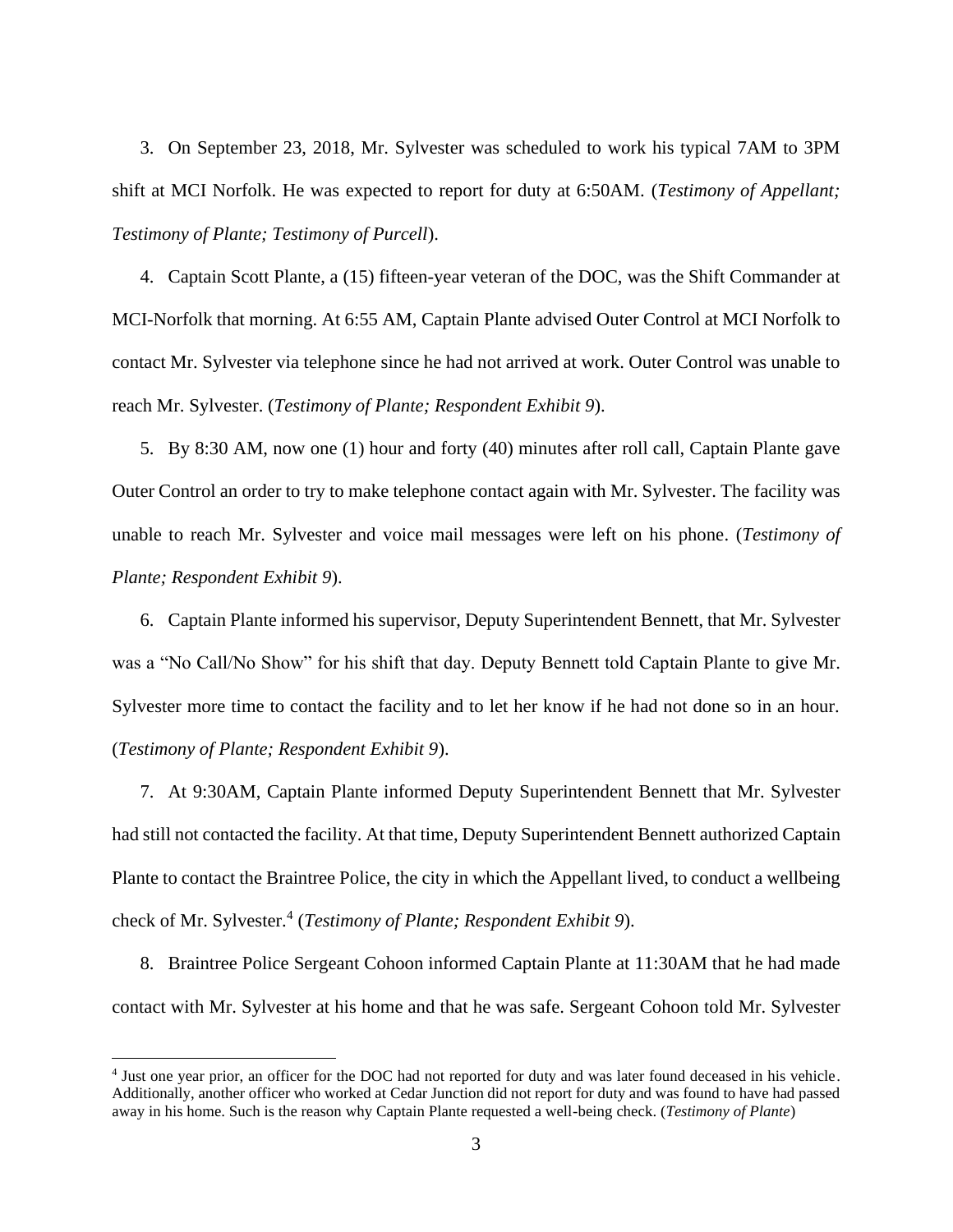3. On September 23, 2018, Mr. Sylvester was scheduled to work his typical 7AM to 3PM shift at MCI Norfolk. He was expected to report for duty at 6:50AM. (*Testimony of Appellant; Testimony of Plante; Testimony of Purcell*).

4. Captain Scott Plante, a (15) fifteen-year veteran of the DOC, was the Shift Commander at MCI-Norfolk that morning. At 6:55 AM, Captain Plante advised Outer Control at MCI Norfolk to contact Mr. Sylvester via telephone since he had not arrived at work. Outer Control was unable to reach Mr. Sylvester. (*Testimony of Plante; Respondent Exhibit 9*).

5. By 8:30 AM, now one (1) hour and forty (40) minutes after roll call, Captain Plante gave Outer Control an order to try to make telephone contact again with Mr. Sylvester. The facility was unable to reach Mr. Sylvester and voice mail messages were left on his phone. (*Testimony of Plante; Respondent Exhibit 9*).

6. Captain Plante informed his supervisor, Deputy Superintendent Bennett, that Mr. Sylvester was a "No Call/No Show" for his shift that day. Deputy Bennett told Captain Plante to give Mr. Sylvester more time to contact the facility and to let her know if he had not done so in an hour. (*Testimony of Plante; Respondent Exhibit 9*).

7. At 9:30AM, Captain Plante informed Deputy Superintendent Bennett that Mr. Sylvester had still not contacted the facility. At that time, Deputy Superintendent Bennett authorized Captain Plante to contact the Braintree Police, the city in which the Appellant lived, to conduct a wellbeing check of Mr. Sylvester.[4] (*Testimony of Plante; Respondent Exhibit 9*).

8. Braintree Police Sergeant Cohoon informed Captain Plante at 11:30AM that he had made contact with Mr. Sylvester at his home and that he was safe. Sergeant Cohoon told Mr. Sylvester

[4] Just one year prior, an officer for the DOC had not reported for duty and was later found deceased in his vehicle. Additionally, another officer who worked at Cedar Junction did not report for duty and was found to have had passed away in his home. Such is the reason why Captain Plante requested a well-being check. (*Testimony of Plante*)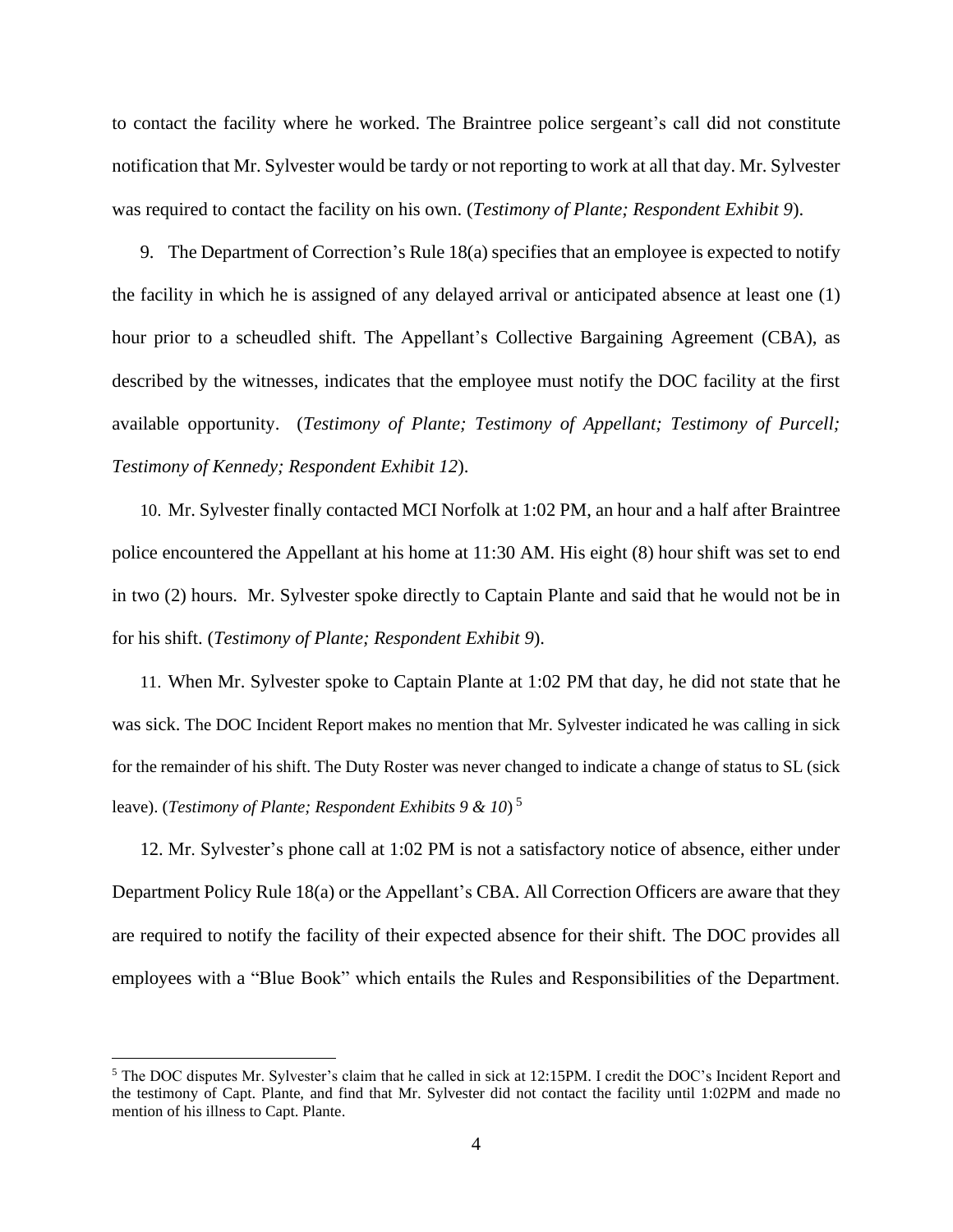to contact the facility where he worked. The Braintree police sergeant's call did not constitute notification that Mr. Sylvester would be tardy or not reporting to work at all that day. Mr. Sylvester was required to contact the facility on his own. (*Testimony of Plante; Respondent Exhibit 9*).

9. The Department of Correction's Rule 18(a) specifies that an employee is expected to notify the facility in which he is assigned of any delayed arrival or anticipated absence at least one (1) hour prior to a scheudled shift. The Appellant's Collective Bargaining Agreement (CBA), as described by the witnesses, indicates that the employee must notify the DOC facility at the first available opportunity. (*Testimony of Plante; Testimony of Appellant; Testimony of Purcell; Testimony of Kennedy; Respondent Exhibit 12*).

10. Mr. Sylvester finally contacted MCI Norfolk at 1:02 PM, an hour and a half after Braintree police encountered the Appellant at his home at 11:30 AM. His eight (8) hour shift was set to end in two (2) hours. Mr. Sylvester spoke directly to Captain Plante and said that he would not be in for his shift. (*Testimony of Plante; Respondent Exhibit 9*).

11. When Mr. Sylvester spoke to Captain Plante at 1:02 PM that day, he did not state that he was sick. The DOC Incident Report makes no mention that Mr. Sylvester indicated he was calling in sick for the remainder of his shift. The Duty Roster was never changed to indicate a change of status to SL (sick leave). (*Testimony of Plante; Respondent Exhibits 9 & 10*) [5]

12. Mr. Sylvester's phone call at 1:02 PM is not a satisfactory notice of absence, either under Department Policy Rule 18(a) or the Appellant's CBA. All Correction Officers are aware that they are required to notify the facility of their expected absence for their shift. The DOC provides all employees with a "Blue Book" which entails the Rules and Responsibilities of the Department.

---

[5] The DOC disputes Mr. Sylvester's claim that he called in sick at 12:15PM. I credit the DOC's Incident Report and the testimony of Capt. Plante, and find that Mr. Sylvester did not contact the facility until 1:02PM and made no mention of his illness to Capt. Plante.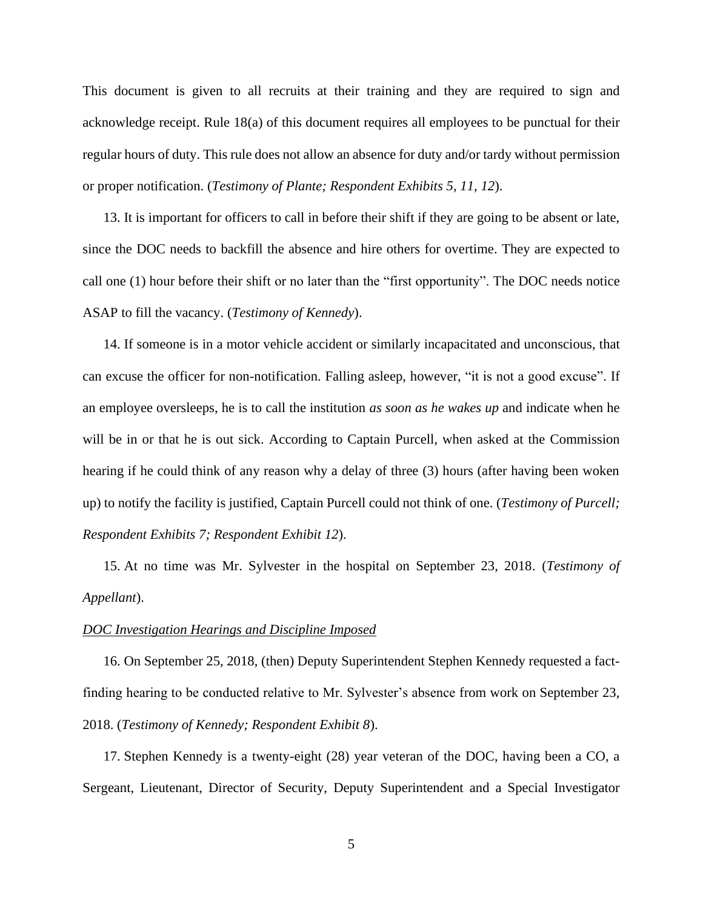This document is given to all recruits at their training and they are required to sign and acknowledge receipt. Rule 18(a) of this document requires all employees to be punctual for their regular hours of duty. This rule does not allow an absence for duty and/or tardy without permission or proper notification. (*Testimony of Plante; Respondent Exhibits 5, 11, 12*).

13. It is important for officers to call in before their shift if they are going to be absent or late, since the DOC needs to backfill the absence and hire others for overtime. They are expected to call one (1) hour before their shift or no later than the "first opportunity". The DOC needs notice ASAP to fill the vacancy. (*Testimony of Kennedy*).

14. If someone is in a motor vehicle accident or similarly incapacitated and unconscious, that can excuse the officer for non-notification. Falling asleep, however, "it is not a good excuse". If an employee oversleeps, he is to call the institution *as soon as he wakes up* and indicate when he will be in or that he is out sick. According to Captain Purcell, when asked at the Commission hearing if he could think of any reason why a delay of three (3) hours (after having been woken up) to notify the facility is justified, Captain Purcell could not think of one. (*Testimony of Purcell; Respondent Exhibits 7; Respondent Exhibit 12*).

15. At no time was Mr. Sylvester in the hospital on September 23, 2018. (*Testimony of Appellant*).

*DOC Investigation Hearings and Discipline Imposed*

16. On September 25, 2018, (then) Deputy Superintendent Stephen Kennedy requested a fact-finding hearing to be conducted relative to Mr. Sylvester's absence from work on September 23, 2018. (*Testimony of Kennedy; Respondent Exhibit 8*).

17. Stephen Kennedy is a twenty-eight (28) year veteran of the DOC, having been a CO, a Sergeant, Lieutenant, Director of Security, Deputy Superintendent and a Special Investigator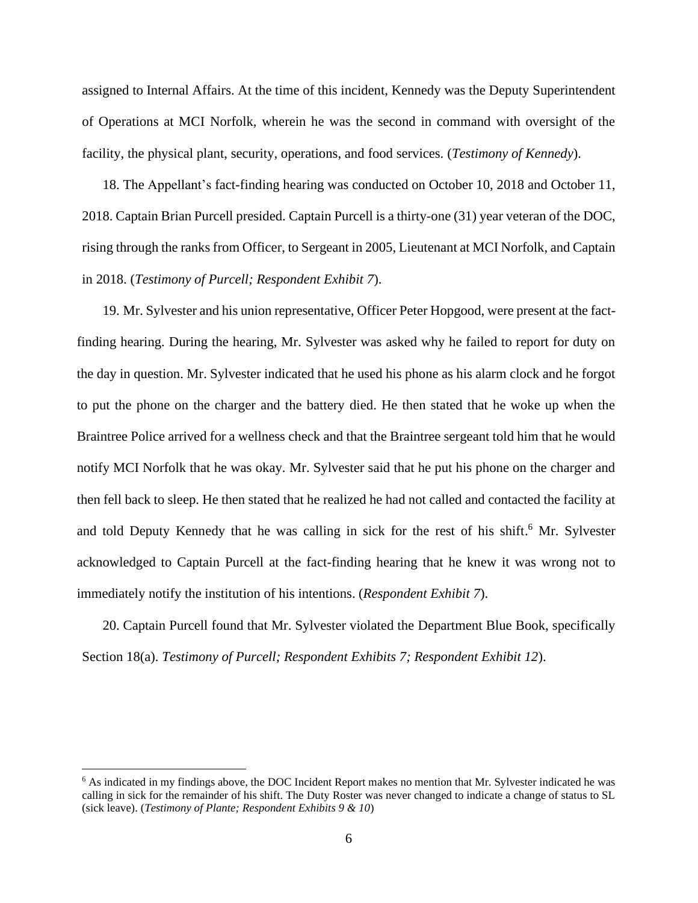assigned to Internal Affairs. At the time of this incident, Kennedy was the Deputy Superintendent of Operations at MCI Norfolk, wherein he was the second in command with oversight of the facility, the physical plant, security, operations, and food services. (*Testimony of Kennedy*).

18. The Appellant's fact-finding hearing was conducted on October 10, 2018 and October 11, 2018. Captain Brian Purcell presided. Captain Purcell is a thirty-one (31) year veteran of the DOC, rising through the ranks from Officer, to Sergeant in 2005, Lieutenant at MCI Norfolk, and Captain in 2018. (*Testimony of Purcell; Respondent Exhibit 7*).

19. Mr. Sylvester and his union representative, Officer Peter Hopgood, were present at the fact-finding hearing. During the hearing, Mr. Sylvester was asked why he failed to report for duty on the day in question. Mr. Sylvester indicated that he used his phone as his alarm clock and he forgot to put the phone on the charger and the battery died. He then stated that he woke up when the Braintree Police arrived for a wellness check and that the Braintree sergeant told him that he would notify MCI Norfolk that he was okay. Mr. Sylvester said that he put his phone on the charger and then fell back to sleep. He then stated that he realized he had not called and contacted the facility at and told Deputy Kennedy that he was calling in sick for the rest of his shift.[6] Mr. Sylvester acknowledged to Captain Purcell at the fact-finding hearing that he knew it was wrong not to immediately notify the institution of his intentions. (*Respondent Exhibit 7*).

20. Captain Purcell found that Mr. Sylvester violated the Department Blue Book, specifically Section 18(a). *Testimony of Purcell; Respondent Exhibits 7; Respondent Exhibit 12*).

---

[6] As indicated in my findings above, the DOC Incident Report makes no mention that Mr. Sylvester indicated he was calling in sick for the remainder of his shift. The Duty Roster was never changed to indicate a change of status to SL (sick leave). (*Testimony of Plante; Respondent Exhibits 9 & 10*)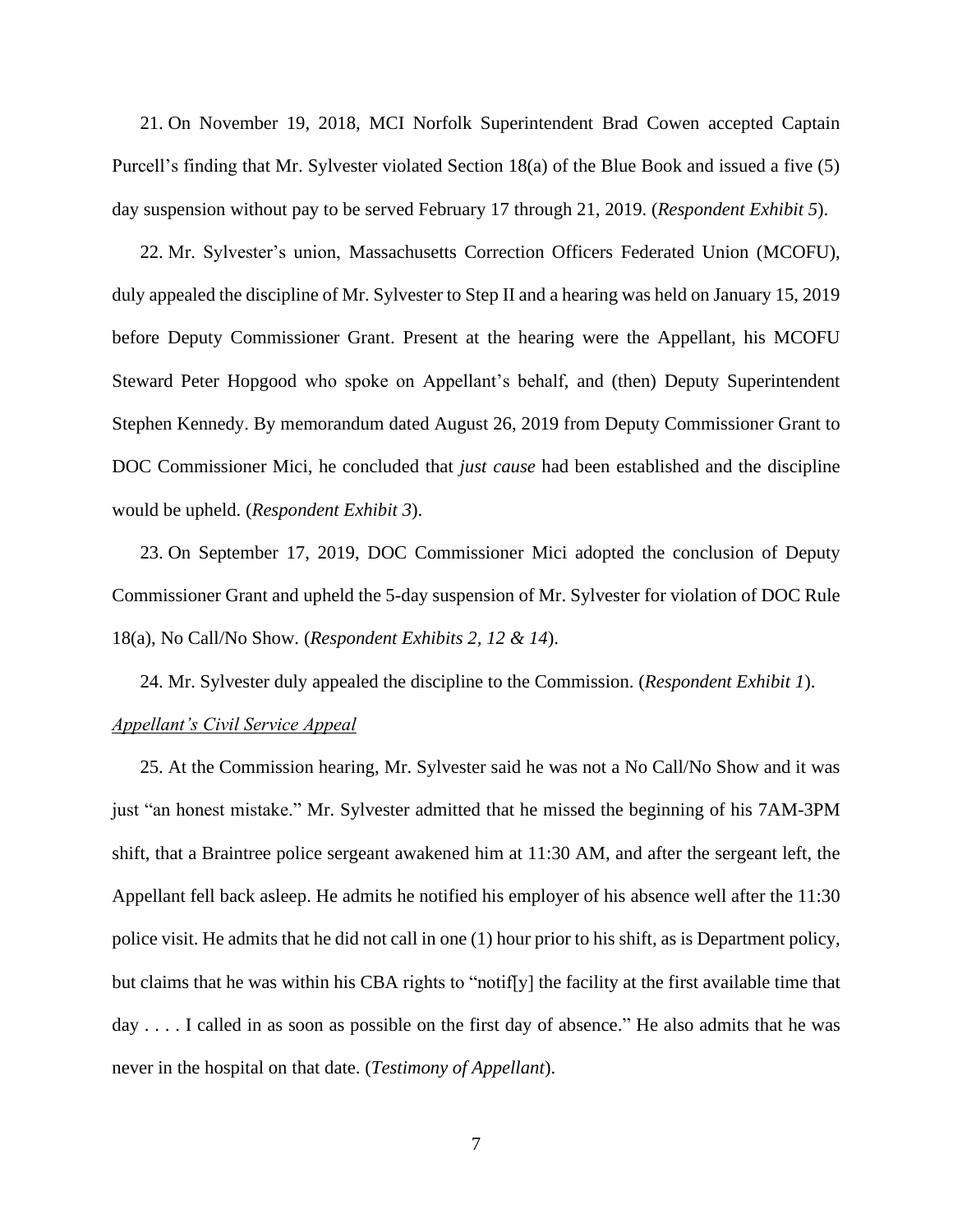21. On November 19, 2018, MCI Norfolk Superintendent Brad Cowen accepted Captain Purcell's finding that Mr. Sylvester violated Section 18(a) of the Blue Book and issued a five (5) day suspension without pay to be served February 17 through 21, 2019. (*Respondent Exhibit 5*).

22. Mr. Sylvester's union, Massachusetts Correction Officers Federated Union (MCOFU), duly appealed the discipline of Mr. Sylvester to Step II and a hearing was held on January 15, 2019 before Deputy Commissioner Grant. Present at the hearing were the Appellant, his MCOFU Steward Peter Hopgood who spoke on Appellant's behalf, and (then) Deputy Superintendent Stephen Kennedy. By memorandum dated August 26, 2019 from Deputy Commissioner Grant to DOC Commissioner Mici, he concluded that *just cause* had been established and the discipline would be upheld. (*Respondent Exhibit 3*).

23. On September 17, 2019, DOC Commissioner Mici adopted the conclusion of Deputy Commissioner Grant and upheld the 5-day suspension of Mr. Sylvester for violation of DOC Rule 18(a), No Call/No Show. (*Respondent Exhibits 2, 12 & 14*).

24. Mr. Sylvester duly appealed the discipline to the Commission. (*Respondent Exhibit 1*).

*Appellant's Civil Service Appeal*

25. At the Commission hearing, Mr. Sylvester said he was not a No Call/No Show and it was just "an honest mistake." Mr. Sylvester admitted that he missed the beginning of his 7AM-3PM shift, that a Braintree police sergeant awakened him at 11:30 AM, and after the sergeant left, the Appellant fell back asleep. He admits he notified his employer of his absence well after the 11:30 police visit. He admits that he did not call in one (1) hour prior to his shift, as is Department policy, but claims that he was within his CBA rights to "notif[y] the facility at the first available time that day . . . . I called in as soon as possible on the first day of absence." He also admits that he was never in the hospital on that date. (*Testimony of Appellant*).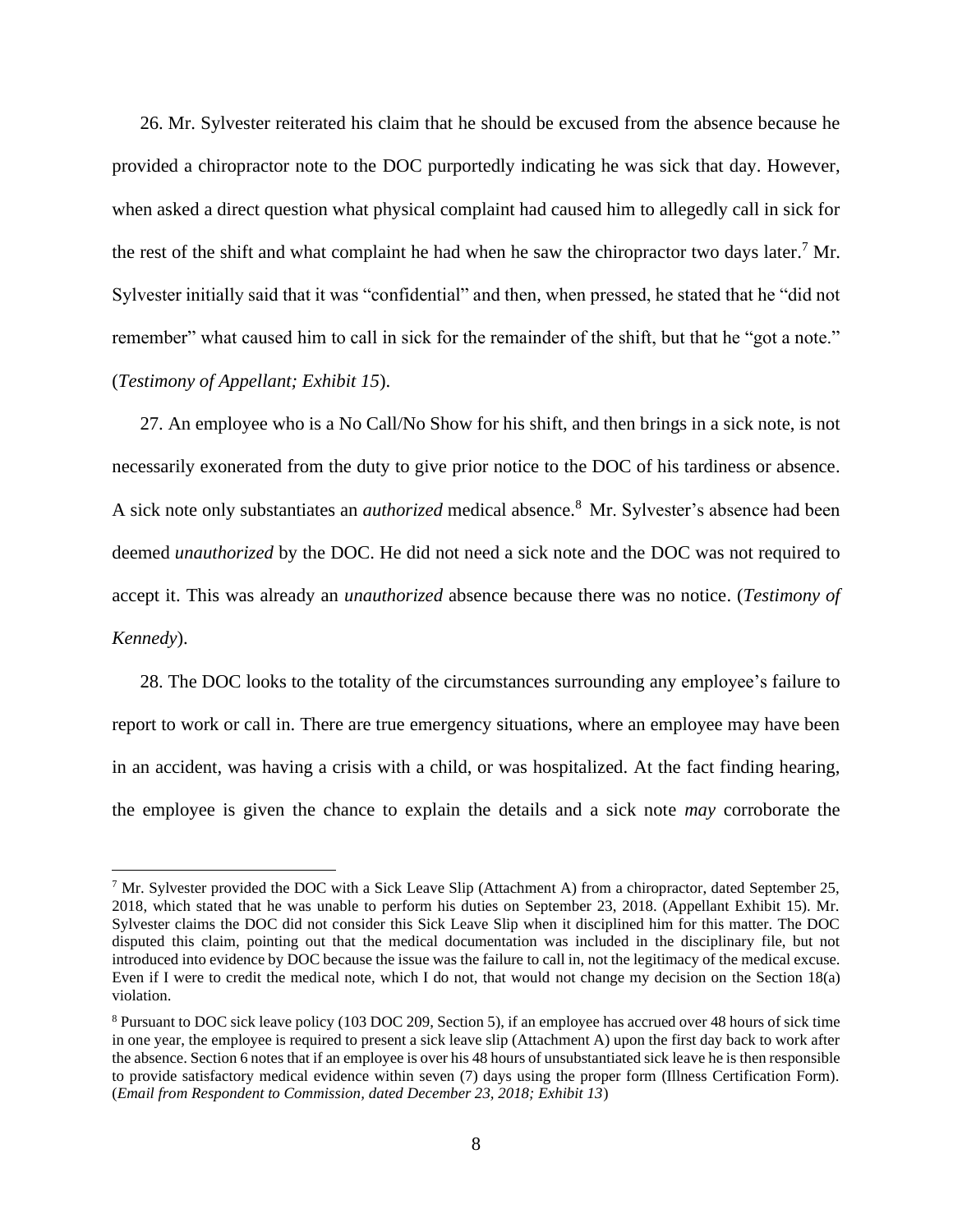26. Mr. Sylvester reiterated his claim that he should be excused from the absence because he provided a chiropractor note to the DOC purportedly indicating he was sick that day. However, when asked a direct question what physical complaint had caused him to allegedly call in sick for the rest of the shift and what complaint he had when he saw the chiropractor two days later.[7] Mr. Sylvester initially said that it was "confidential" and then, when pressed, he stated that he "did not remember" what caused him to call in sick for the remainder of the shift, but that he "got a note." (*Testimony of Appellant; Exhibit 15*).

27. An employee who is a No Call/No Show for his shift, and then brings in a sick note, is not necessarily exonerated from the duty to give prior notice to the DOC of his tardiness or absence. A sick note only substantiates an *authorized* medical absence.[8] Mr. Sylvester's absence had been deemed *unauthorized* by the DOC. He did not need a sick note and the DOC was not required to accept it. This was already an *unauthorized* absence because there was no notice. (*Testimony of Kennedy*).

28. The DOC looks to the totality of the circumstances surrounding any employee's failure to report to work or call in. There are true emergency situations, where an employee may have been in an accident, was having a crisis with a child, or was hospitalized. At the fact finding hearing, the employee is given the chance to explain the details and a sick note *may* corroborate the

---

[7] Mr. Sylvester provided the DOC with a Sick Leave Slip (Attachment A) from a chiropractor, dated September 25, 2018, which stated that he was unable to perform his duties on September 23, 2018. (Appellant Exhibit 15). Mr. Sylvester claims the DOC did not consider this Sick Leave Slip when it disciplined him for this matter. The DOC disputed this claim, pointing out that the medical documentation was included in the disciplinary file, but not introduced into evidence by DOC because the issue was the failure to call in, not the legitimacy of the medical excuse. Even if I were to credit the medical note, which I do not, that would not change my decision on the Section 18(a) violation.

[8] Pursuant to DOC sick leave policy (103 DOC 209, Section 5), if an employee has accrued over 48 hours of sick time in one year, the employee is required to present a sick leave slip (Attachment A) upon the first day back to work after the absence. Section 6 notes that if an employee is over his 48 hours of unsubstantiated sick leave he is then responsible to provide satisfactory medical evidence within seven (7) days using the proper form (Illness Certification Form). (*Email from Respondent to Commission, dated December 23, 2018; Exhibit 13*)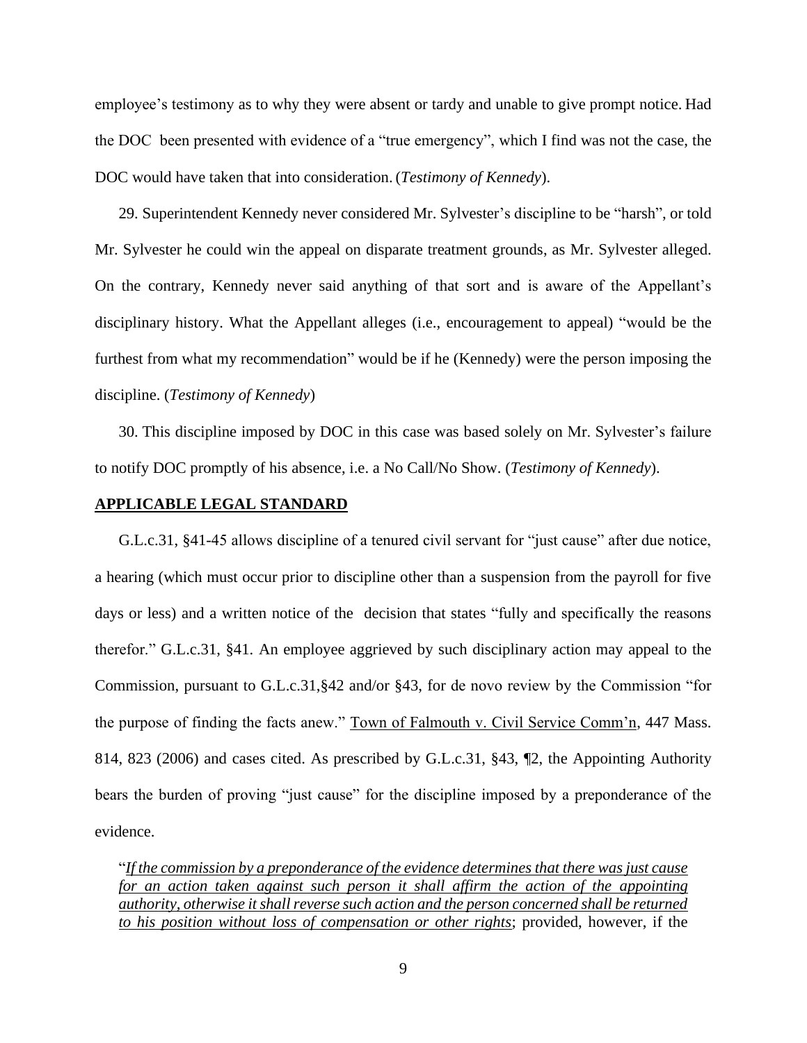employee's testimony as to why they were absent or tardy and unable to give prompt notice. Had the DOC been presented with evidence of a "true emergency", which I find was not the case, the DOC would have taken that into consideration. (*Testimony of Kennedy*).

29. Superintendent Kennedy never considered Mr. Sylvester's discipline to be "harsh", or told Mr. Sylvester he could win the appeal on disparate treatment grounds, as Mr. Sylvester alleged. On the contrary, Kennedy never said anything of that sort and is aware of the Appellant's disciplinary history. What the Appellant alleges (i.e., encouragement to appeal) "would be the furthest from what my recommendation" would be if he (Kennedy) were the person imposing the discipline. (*Testimony of Kennedy*)

30. This discipline imposed by DOC in this case was based solely on Mr. Sylvester's failure to notify DOC promptly of his absence, i.e. a No Call/No Show. (*Testimony of Kennedy*).

## APPLICABLE LEGAL STANDARD

G.L.c.31, §41-45 allows discipline of a tenured civil servant for "just cause" after due notice, a hearing (which must occur prior to discipline other than a suspension from the payroll for five days or less) and a written notice of the decision that states "fully and specifically the reasons therefor." G.L.c.31, §41. An employee aggrieved by such disciplinary action may appeal to the Commission, pursuant to G.L.c.31,§42 and/or §43, for de novo review by the Commission "for the purpose of finding the facts anew." Town of Falmouth v. Civil Service Comm'n, 447 Mass. 814, 823 (2006) and cases cited. As prescribed by G.L.c.31, §43, ¶2, the Appointing Authority bears the burden of proving "just cause" for the discipline imposed by a preponderance of the evidence.

> "*If the commission by a preponderance of the evidence determines that there was just cause for an action taken against such person it shall affirm the action of the appointing authority, otherwise it shall reverse such action and the person concerned shall be returned to his position without loss of compensation or other rights*; provided, however, if the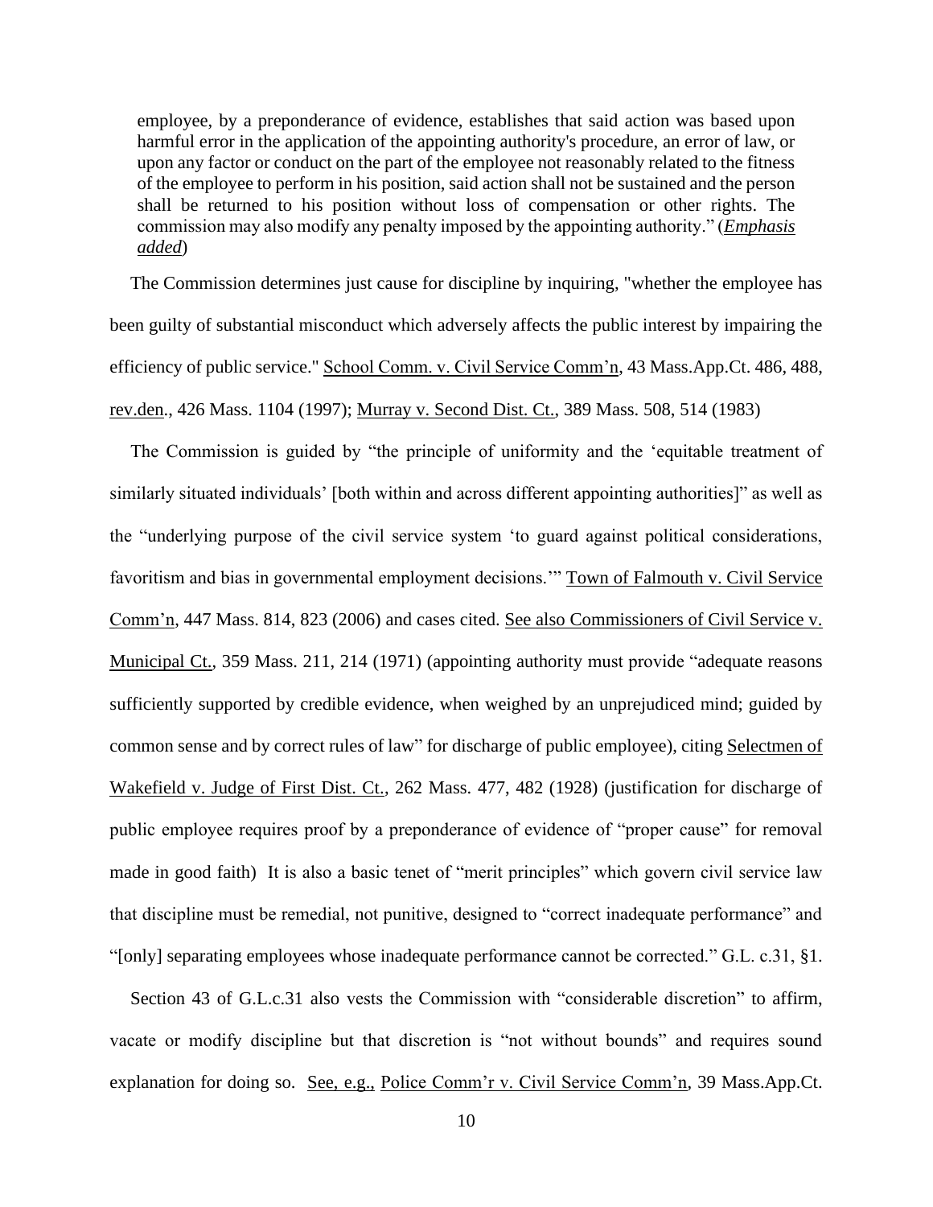> employee, by a preponderance of evidence, establishes that said action was based upon harmful error in the application of the appointing authority's procedure, an error of law, or upon any factor or conduct on the part of the employee not reasonably related to the fitness of the employee to perform in his position, said action shall not be sustained and the person shall be returned to his position without loss of compensation or other rights. The commission may also modify any penalty imposed by the appointing authority." (***Emphasis added***)

The Commission determines just cause for discipline by inquiring, "whether the employee has been guilty of substantial misconduct which adversely affects the public interest by impairing the efficiency of public service." School Comm. v. Civil Service Comm'n, 43 Mass.App.Ct. 486, 488, rev.den., 426 Mass. 1104 (1997); Murray v. Second Dist. Ct., 389 Mass. 508, 514 (1983)

The Commission is guided by "the principle of uniformity and the 'equitable treatment of similarly situated individuals' [both within and across different appointing authorities]" as well as the "underlying purpose of the civil service system 'to guard against political considerations, favoritism and bias in governmental employment decisions.'" Town of Falmouth v. Civil Service Comm'n, 447 Mass. 814, 823 (2006) and cases cited. See also Commissioners of Civil Service v. Municipal Ct., 359 Mass. 211, 214 (1971) (appointing authority must provide "adequate reasons sufficiently supported by credible evidence, when weighed by an unprejudiced mind; guided by common sense and by correct rules of law" for discharge of public employee), citing Selectmen of Wakefield v. Judge of First Dist. Ct., 262 Mass. 477, 482 (1928) (justification for discharge of public employee requires proof by a preponderance of evidence of "proper cause" for removal made in good faith) It is also a basic tenet of "merit principles" which govern civil service law that discipline must be remedial, not punitive, designed to "correct inadequate performance" and "[only] separating employees whose inadequate performance cannot be corrected." G.L. c.31, §1.

Section 43 of G.L.c.31 also vests the Commission with "considerable discretion" to affirm, vacate or modify discipline but that discretion is "not without bounds" and requires sound explanation for doing so. See, e.g., Police Comm'r v. Civil Service Comm'n, 39 Mass.App.Ct.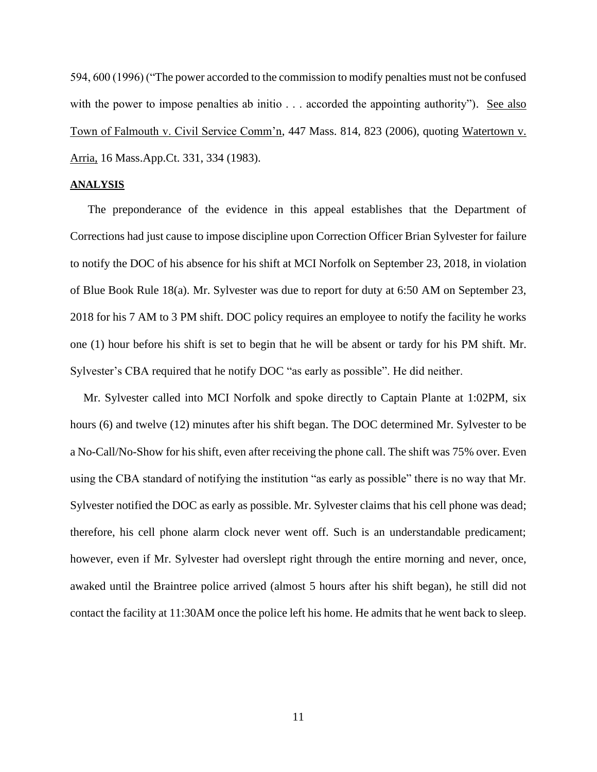594, 600 (1996) ("The power accorded to the commission to modify penalties must not be confused with the power to impose penalties ab initio . . . accorded the appointing authority"). See also Town of Falmouth v. Civil Service Comm'n, 447 Mass. 814, 823 (2006), quoting Watertown v. Arria, 16 Mass.App.Ct. 331, 334 (1983).

**ANALYSIS**

The preponderance of the evidence in this appeal establishes that the Department of Corrections had just cause to impose discipline upon Correction Officer Brian Sylvester for failure to notify the DOC of his absence for his shift at MCI Norfolk on September 23, 2018, in violation of Blue Book Rule 18(a). Mr. Sylvester was due to report for duty at 6:50 AM on September 23, 2018 for his 7 AM to 3 PM shift. DOC policy requires an employee to notify the facility he works one (1) hour before his shift is set to begin that he will be absent or tardy for his PM shift. Mr. Sylvester's CBA required that he notify DOC "as early as possible". He did neither.

Mr. Sylvester called into MCI Norfolk and spoke directly to Captain Plante at 1:02PM, six hours (6) and twelve (12) minutes after his shift began. The DOC determined Mr. Sylvester to be a No-Call/No-Show for his shift, even after receiving the phone call. The shift was 75% over. Even using the CBA standard of notifying the institution "as early as possible" there is no way that Mr. Sylvester notified the DOC as early as possible. Mr. Sylvester claims that his cell phone was dead; therefore, his cell phone alarm clock never went off. Such is an understandable predicament; however, even if Mr. Sylvester had overslept right through the entire morning and never, once, awaked until the Braintree police arrived (almost 5 hours after his shift began), he still did not contact the facility at 11:30AM once the police left his home. He admits that he went back to sleep.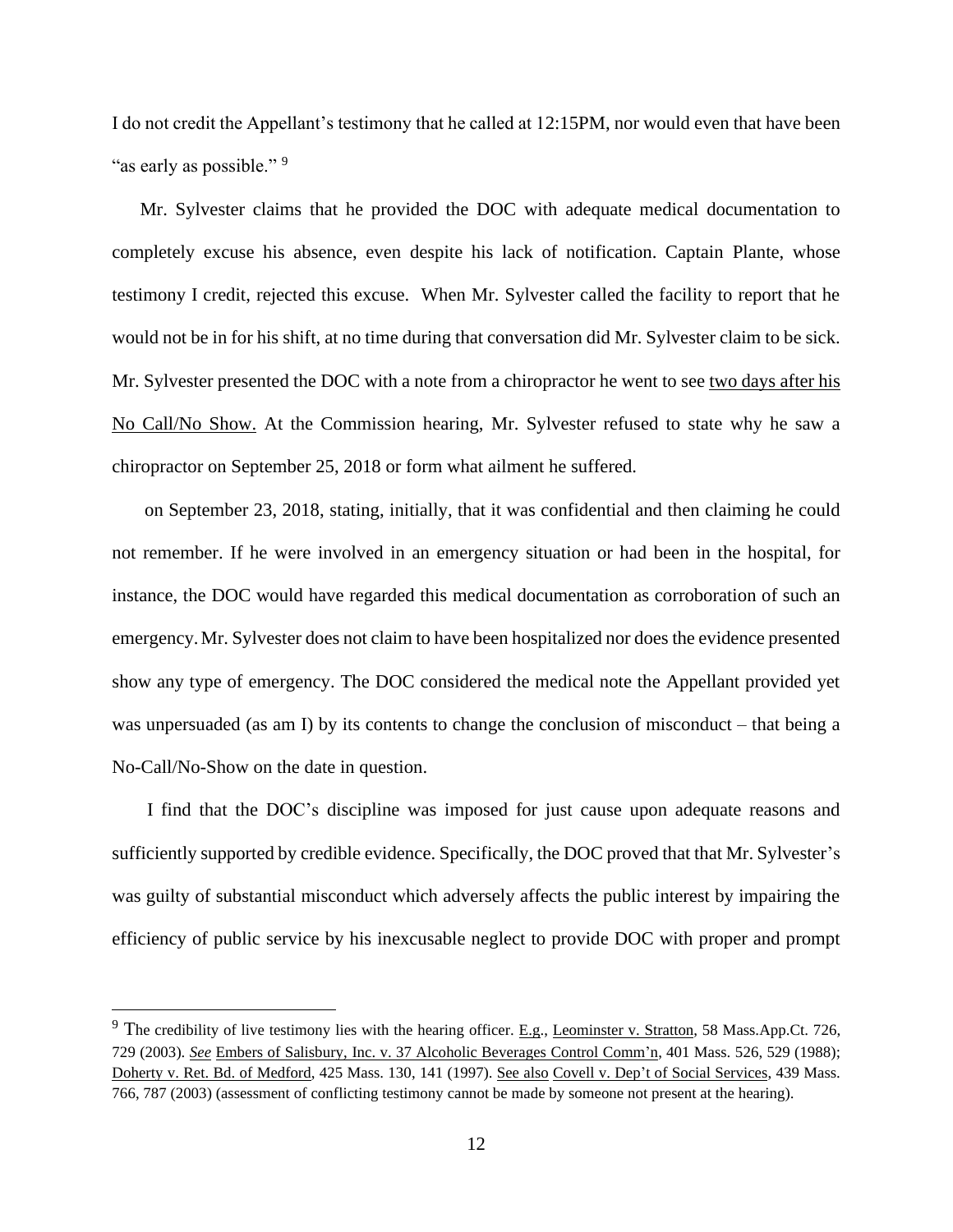I do not credit the Appellant's testimony that he called at 12:15PM, nor would even that have been "as early as possible." [9]

Mr. Sylvester claims that he provided the DOC with adequate medical documentation to completely excuse his absence, even despite his lack of notification. Captain Plante, whose testimony I credit, rejected this excuse. When Mr. Sylvester called the facility to report that he would not be in for his shift, at no time during that conversation did Mr. Sylvester claim to be sick. Mr. Sylvester presented the DOC with a note from a chiropractor he went to see two days after his No Call/No Show. At the Commission hearing, Mr. Sylvester refused to state why he saw a chiropractor on September 25, 2018 or form what ailment he suffered.

on September 23, 2018, stating, initially, that it was confidential and then claiming he could not remember. If he were involved in an emergency situation or had been in the hospital, for instance, the DOC would have regarded this medical documentation as corroboration of such an emergency. Mr. Sylvester does not claim to have been hospitalized nor does the evidence presented show any type of emergency. The DOC considered the medical note the Appellant provided yet was unpersuaded (as am I) by its contents to change the conclusion of misconduct – that being a No-Call/No-Show on the date in question.

I find that the DOC's discipline was imposed for just cause upon adequate reasons and sufficiently supported by credible evidence. Specifically, the DOC proved that that Mr. Sylvester's was guilty of substantial misconduct which adversely affects the public interest by impairing the efficiency of public service by his inexcusable neglect to provide DOC with proper and prompt

---

[9] The credibility of live testimony lies with the hearing officer. E.g., Leominster v. Stratton, 58 Mass.App.Ct. 726, 729 (2003). *See* Embers of Salisbury, Inc. v. 37 Alcoholic Beverages Control Comm'n, 401 Mass. 526, 529 (1988); Doherty v. Ret. Bd. of Medford, 425 Mass. 130, 141 (1997). See also Covell v. Dep't of Social Services, 439 Mass. 766, 787 (2003) (assessment of conflicting testimony cannot be made by someone not present at the hearing).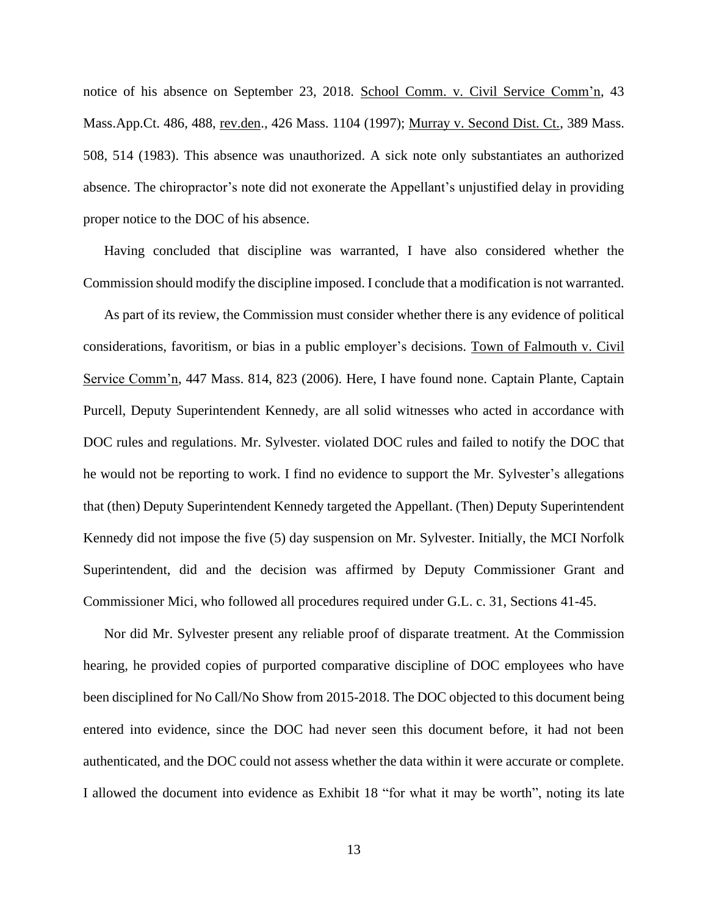notice of his absence on September 23, 2018. School Comm. v. Civil Service Comm'n, 43 Mass.App.Ct. 486, 488, rev.den., 426 Mass. 1104 (1997); Murray v. Second Dist. Ct., 389 Mass. 508, 514 (1983). This absence was unauthorized. A sick note only substantiates an authorized absence. The chiropractor's note did not exonerate the Appellant's unjustified delay in providing proper notice to the DOC of his absence.

Having concluded that discipline was warranted, I have also considered whether the Commission should modify the discipline imposed. I conclude that a modification is not warranted.

As part of its review, the Commission must consider whether there is any evidence of political considerations, favoritism, or bias in a public employer's decisions. Town of Falmouth v. Civil Service Comm'n, 447 Mass. 814, 823 (2006). Here, I have found none. Captain Plante, Captain Purcell, Deputy Superintendent Kennedy, are all solid witnesses who acted in accordance with DOC rules and regulations. Mr. Sylvester. violated DOC rules and failed to notify the DOC that he would not be reporting to work. I find no evidence to support the Mr. Sylvester's allegations that (then) Deputy Superintendent Kennedy targeted the Appellant. (Then) Deputy Superintendent Kennedy did not impose the five (5) day suspension on Mr. Sylvester. Initially, the MCI Norfolk Superintendent, did and the decision was affirmed by Deputy Commissioner Grant and Commissioner Mici, who followed all procedures required under G.L. c. 31, Sections 41-45.

Nor did Mr. Sylvester present any reliable proof of disparate treatment. At the Commission hearing, he provided copies of purported comparative discipline of DOC employees who have been disciplined for No Call/No Show from 2015-2018. The DOC objected to this document being entered into evidence, since the DOC had never seen this document before, it had not been authenticated, and the DOC could not assess whether the data within it were accurate or complete. I allowed the document into evidence as Exhibit 18 "for what it may be worth", noting its late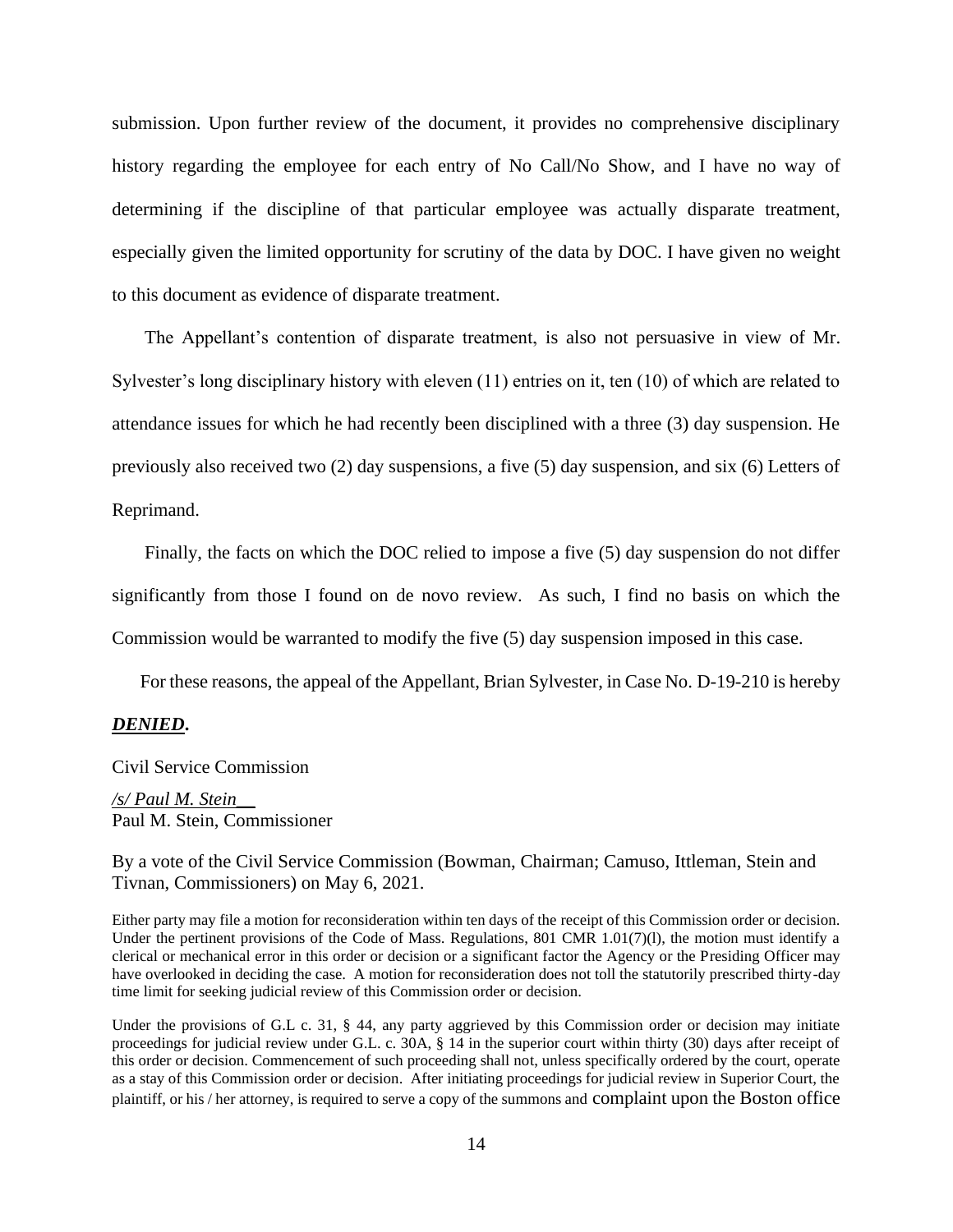submission. Upon further review of the document, it provides no comprehensive disciplinary history regarding the employee for each entry of No Call/No Show, and I have no way of determining if the discipline of that particular employee was actually disparate treatment, especially given the limited opportunity for scrutiny of the data by DOC. I have given no weight to this document as evidence of disparate treatment.

The Appellant's contention of disparate treatment, is also not persuasive in view of Mr. Sylvester's long disciplinary history with eleven (11) entries on it, ten (10) of which are related to attendance issues for which he had recently been disciplined with a three (3) day suspension. He previously also received two (2) day suspensions, a five (5) day suspension, and six (6) Letters of Reprimand.

Finally, the facts on which the DOC relied to impose a five (5) day suspension do not differ significantly from those I found on de novo review. As such, I find no basis on which the Commission would be warranted to modify the five (5) day suspension imposed in this case.

For these reasons, the appeal of the Appellant, Brian Sylvester, in Case No. D-19-210 is hereby

***DENIED.***

Civil Service Commission

*/s/ Paul M. Stein__*
Paul M. Stein, Commissioner

By a vote of the Civil Service Commission (Bowman, Chairman; Camuso, Ittleman, Stein and Tivnan, Commissioners) on May 6, 2021.

Either party may file a motion for reconsideration within ten days of the receipt of this Commission order or decision. Under the pertinent provisions of the Code of Mass. Regulations, 801 CMR 1.01(7)(l), the motion must identify a clerical or mechanical error in this order or decision or a significant factor the Agency or the Presiding Officer may have overlooked in deciding the case. A motion for reconsideration does not toll the statutorily prescribed thirty-day time limit for seeking judicial review of this Commission order or decision.

Under the provisions of G.L c. 31, § 44, any party aggrieved by this Commission order or decision may initiate proceedings for judicial review under G.L. c. 30A, § 14 in the superior court within thirty (30) days after receipt of this order or decision. Commencement of such proceeding shall not, unless specifically ordered by the court, operate as a stay of this Commission order or decision. After initiating proceedings for judicial review in Superior Court, the plaintiff, or his / her attorney, is required to serve a copy of the summons and complaint upon the Boston office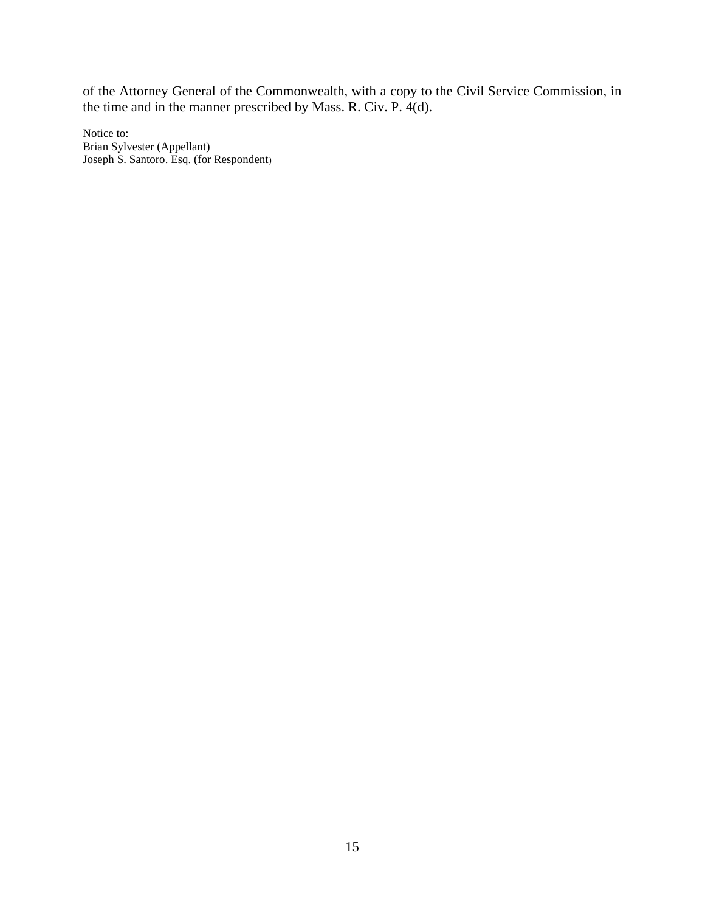of the Attorney General of the Commonwealth, with a copy to the Civil Service Commission, in the time and in the manner prescribed by Mass. R. Civ. P. 4(d).

Notice to:
Brian Sylvester (Appellant)
Joseph S. Santoro. Esq. (for Respondent)